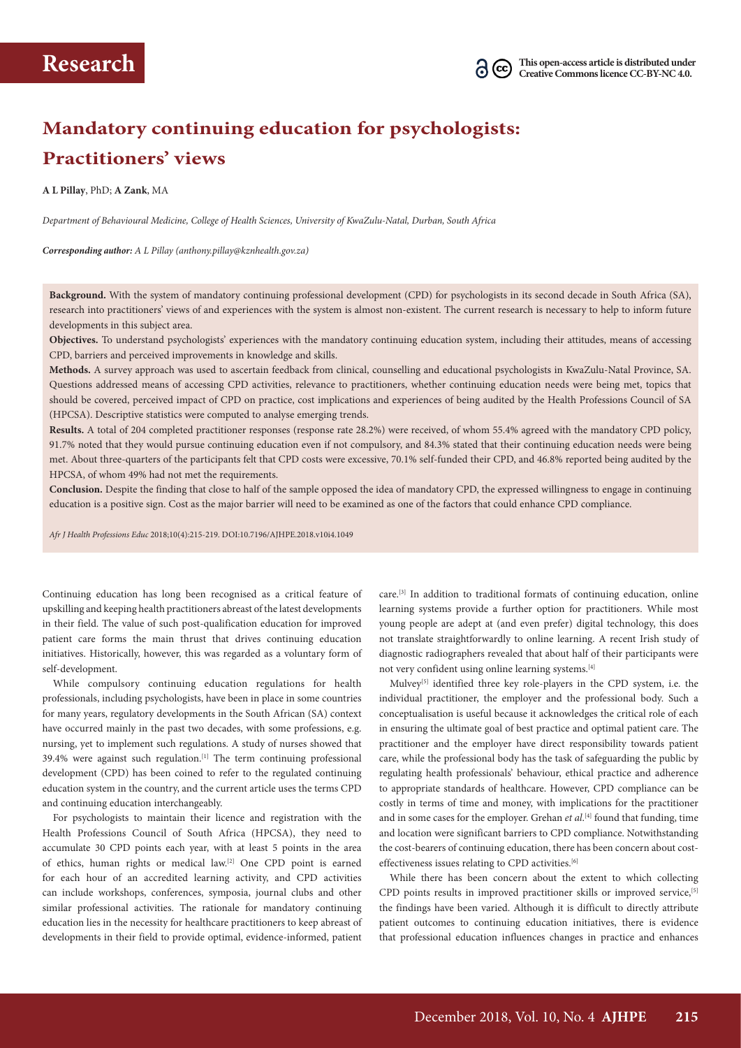# Mandatory continuing education for psychologists: Practitioners' views

**A L Pillay**, PhD; **A Zank**, MA

*Department of Behavioural Medicine, College of Health Sciences, University of KwaZulu-Natal, Durban, South Africa*

***Corresponding author:** A L Pillay (anthony.pillay@kznhealth.gov.za)*

**Background.** With the system of mandatory continuing professional development (CPD) for psychologists in its second decade in South Africa (SA), research into practitioners' views of and experiences with the system is almost non-existent. The current research is necessary to help to inform future developments in this subject area.

**Objectives.** To understand psychologists' experiences with the mandatory continuing education system, including their attitudes, means of accessing CPD, barriers and perceived improvements in knowledge and skills.

**Methods.** A survey approach was used to ascertain feedback from clinical, counselling and educational psychologists in KwaZulu-Natal Province, SA. Questions addressed means of accessing CPD activities, relevance to practitioners, whether continuing education needs were being met, topics that should be covered, perceived impact of CPD on practice, cost implications and experiences of being audited by the Health Professions Council of SA (HPCSA). Descriptive statistics were computed to analyse emerging trends.

**Results.** A total of 204 completed practitioner responses (response rate 28.2%) were received, of whom 55.4% agreed with the mandatory CPD policy, 91.7% noted that they would pursue continuing education even if not compulsory, and 84.3% stated that their continuing education needs were being met. About three-quarters of the participants felt that CPD costs were excessive, 70.1% self-funded their CPD, and 46.8% reported being audited by the HPCSA, of whom 49% had not met the requirements.

**Conclusion.** Despite the finding that close to half of the sample opposed the idea of mandatory CPD, the expressed willingness to engage in continuing education is a positive sign. Cost as the major barrier will need to be examined as one of the factors that could enhance CPD compliance.

*Afr J Health Professions Educ* 2018;10(4):215-219. DOI:10.7196/AJHPE.2018.v10i4.1049

Continuing education has long been recognised as a critical feature of upskilling and keeping health practitioners abreast of the latest developments in their field. The value of such post-qualification education for improved patient care forms the main thrust that drives continuing education initiatives. Historically, however, this was regarded as a voluntary form of self-development.

While compulsory continuing education regulations for health professionals, including psychologists, have been in place in some countries for many years, regulatory developments in the South African (SA) context have occurred mainly in the past two decades, with some professions, e.g. nursing, yet to implement such regulations. A study of nurses showed that 39.4% were against such regulation.[1] The term continuing professional development (CPD) has been coined to refer to the regulated continuing education system in the country, and the current article uses the terms CPD and continuing education interchangeably.

For psychologists to maintain their licence and registration with the Health Professions Council of South Africa (HPCSA), they need to accumulate 30 CPD points each year, with at least 5 points in the area of ethics, human rights or medical law.[2] One CPD point is earned for each hour of an accredited learning activity, and CPD activities can include workshops, conferences, symposia, journal clubs and other similar professional activities. The rationale for mandatory continuing education lies in the necessity for healthcare practitioners to keep abreast of developments in their field to provide optimal, evidence-informed, patient care.[3] In addition to traditional formats of continuing education, online learning systems provide a further option for practitioners. While most young people are adept at (and even prefer) digital technology, this does not translate straightforwardly to online learning. A recent Irish study of diagnostic radiographers revealed that about half of their participants were not very confident using online learning systems.[4]

Mulvey[5] identified three key role-players in the CPD system, i.e. the individual practitioner, the employer and the professional body. Such a conceptualisation is useful because it acknowledges the critical role of each in ensuring the ultimate goal of best practice and optimal patient care. The practitioner and the employer have direct responsibility towards patient care, while the professional body has the task of safeguarding the public by regulating health professionals' behaviour, ethical practice and adherence to appropriate standards of healthcare. However, CPD compliance can be costly in terms of time and money, with implications for the practitioner and in some cases for the employer. Grehan *et al*.[4] found that funding, time and location were significant barriers to CPD compliance. Notwithstanding the cost-bearers of continuing education, there has been concern about cost-effectiveness issues relating to CPD activities.[6]

While there has been concern about the extent to which collecting CPD points results in improved practitioner skills or improved service,[5] the findings have been varied. Although it is difficult to directly attribute patient outcomes to continuing education initiatives, there is evidence that professional education influences changes in practice and enhances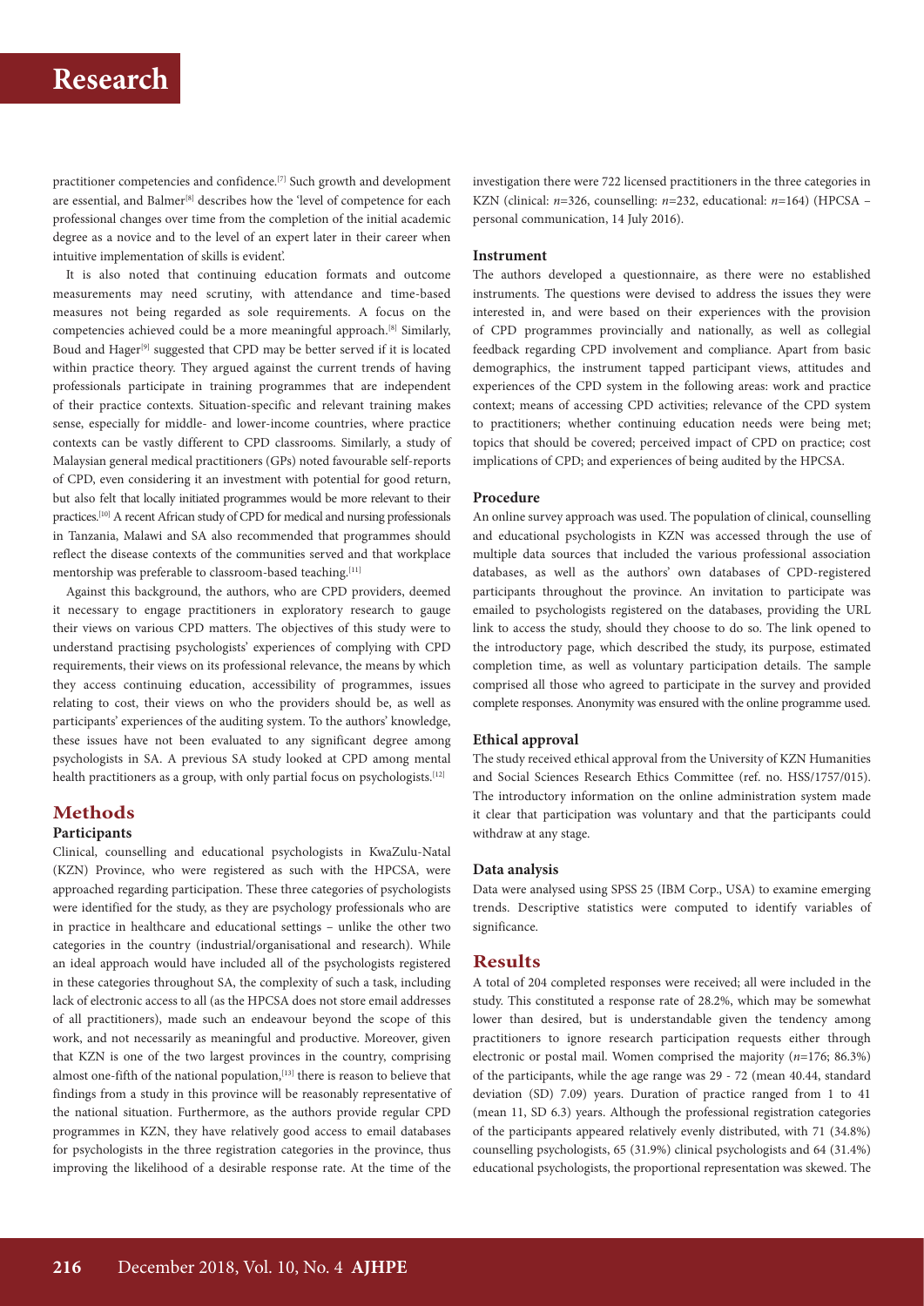practitioner competencies and confidence.[7] Such growth and development are essential, and Balmer[8] describes how the 'level of competence for each professional changes over time from the completion of the initial academic degree as a novice and to the level of an expert later in their career when intuitive implementation of skills is evident'.

It is also noted that continuing education formats and outcome measurements may need scrutiny, with attendance and time-based measures not being regarded as sole requirements. A focus on the competencies achieved could be a more meaningful approach.[8] Similarly, Boud and Hager[9] suggested that CPD may be better served if it is located within practice theory. They argued against the current trends of having professionals participate in training programmes that are independent of their practice contexts. Situation-specific and relevant training makes sense, especially for middle- and lower-income countries, where practice contexts can be vastly different to CPD classrooms. Similarly, a study of Malaysian general medical practitioners (GPs) noted favourable self-reports of CPD, even considering it an investment with potential for good return, but also felt that locally initiated programmes would be more relevant to their practices.[10] A recent African study of CPD for medical and nursing professionals in Tanzania, Malawi and SA also recommended that programmes should reflect the disease contexts of the communities served and that workplace mentorship was preferable to classroom-based teaching.[11]

Against this background, the authors, who are CPD providers, deemed it necessary to engage practitioners in exploratory research to gauge their views on various CPD matters. The objectives of this study were to understand practising psychologists' experiences of complying with CPD requirements, their views on its professional relevance, the means by which they access continuing education, accessibility of programmes, issues relating to cost, their views on who the providers should be, as well as participants' experiences of the auditing system. To the authors' knowledge, these issues have not been evaluated to any significant degree among psychologists in SA. A previous SA study looked at CPD among mental health practitioners as a group, with only partial focus on psychologists.[12]

## Methods

### Participants

Clinical, counselling and educational psychologists in KwaZulu-Natal (KZN) Province, who were registered as such with the HPCSA, were approached regarding participation. These three categories of psychologists were identified for the study, as they are psychology professionals who are in practice in healthcare and educational settings – unlike the other two categories in the country (industrial/organisational and research). While an ideal approach would have included all of the psychologists registered in these categories throughout SA, the complexity of such a task, including lack of electronic access to all (as the HPCSA does not store email addresses of all practitioners), made such an endeavour beyond the scope of this work, and not necessarily as meaningful and productive. Moreover, given that KZN is one of the two largest provinces in the country, comprising almost one-fifth of the national population,[13] there is reason to believe that findings from a study in this province will be reasonably representative of the national situation. Furthermore, as the authors provide regular CPD programmes in KZN, they have relatively good access to email databases for psychologists in the three registration categories in the province, thus improving the likelihood of a desirable response rate. At the time of the investigation there were 722 licensed practitioners in the three categories in KZN (clinical: $n$=326, counselling: $n$=232, educational: $n$=164) (HPCSA – personal communication, 14 July 2016).

### Instrument

The authors developed a questionnaire, as there were no established instruments. The questions were devised to address the issues they were interested in, and were based on their experiences with the provision of CPD programmes provincially and nationally, as well as collegial feedback regarding CPD involvement and compliance. Apart from basic demographics, the instrument tapped participant views, attitudes and experiences of the CPD system in the following areas: work and practice context; means of accessing CPD activities; relevance of the CPD system to practitioners; whether continuing education needs were being met; topics that should be covered; perceived impact of CPD on practice; cost implications of CPD; and experiences of being audited by the HPCSA.

### Procedure

An online survey approach was used. The population of clinical, counselling and educational psychologists in KZN was accessed through the use of multiple data sources that included the various professional association databases, as well as the authors' own databases of CPD-registered participants throughout the province. An invitation to participate was emailed to psychologists registered on the databases, providing the URL link to access the study, should they choose to do so. The link opened to the introductory page, which described the study, its purpose, estimated completion time, as well as voluntary participation details. The sample comprised all those who agreed to participate in the survey and provided complete responses. Anonymity was ensured with the online programme used.

### Ethical approval

The study received ethical approval from the University of KZN Humanities and Social Sciences Research Ethics Committee (ref. no. HSS/1757/015). The introductory information on the online administration system made it clear that participation was voluntary and that the participants could withdraw at any stage.

### Data analysis

Data were analysed using SPSS 25 (IBM Corp., USA) to examine emerging trends. Descriptive statistics were computed to identify variables of significance.

## Results

A total of 204 completed responses were received; all were included in the study. This constituted a response rate of 28.2%, which may be somewhat lower than desired, but is understandable given the tendency among practitioners to ignore research participation requests either through electronic or postal mail. Women comprised the majority ($n$=176; 86.3%) of the participants, while the age range was 29 - 72 (mean 40.44, standard deviation (SD) 7.09) years. Duration of practice ranged from 1 to 41 (mean 11, SD 6.3) years. Although the professional registration categories of the participants appeared relatively evenly distributed, with 71 (34.8%) counselling psychologists, 65 (31.9%) clinical psychologists and 64 (31.4%) educational psychologists, the proportional representation was skewed. The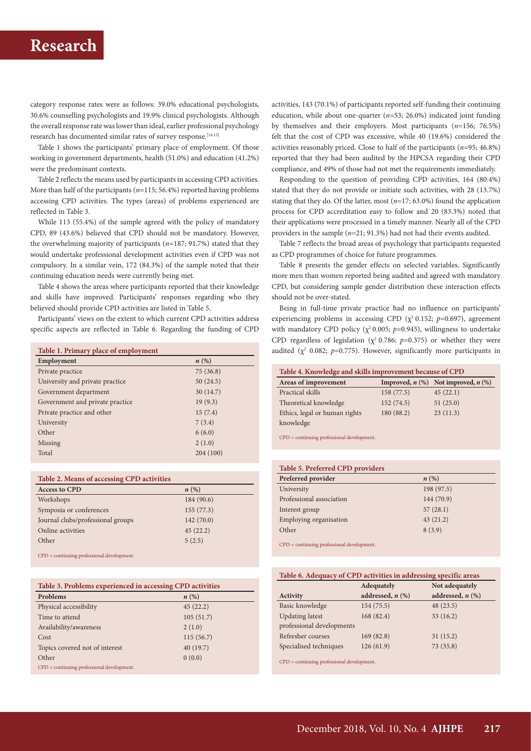category response rates were as follows: 39.0% educational psychologists, 30.6% counselling psychologists and 19.9% clinical psychologists. Although the overall response rate was lower than ideal, earlier professional psychology research has documented similar rates of survey response.[14,15]

Table 1 shows the participants' primary place of employment. Of those working in government departments, health (51.0%) and education (41.2%) were the predominant contexts.

Table 2 reflects the means used by participants in accessing CPD activities. More than half of the participants (*n*=115; 56.4%) reported having problems accessing CPD activities. The types (areas) of problems experienced are reflected in Table 3.

While 113 (55.4%) of the sample agreed with the policy of mandatory CPD, 89 (43.6%) believed that CPD should not be mandatory. However, the overwhelming majority of participants (*n*=187; 91.7%) stated that they would undertake professional development activities even if CPD was not compulsory. In a similar vein, 172 (84.3%) of the sample noted that their continuing education needs were currently being met.

Table 4 shows the areas where participants reported that their knowledge and skills have improved. Participants' responses regarding who they believed should provide CPD activities are listed in Table 5.

Participants' views on the extent to which current CPD activities address specific aspects are reflected in Table 6. Regarding the funding of CPD activities, 143 (70.1%) of participants reported self-funding their continuing education, while about one-quarter (*n*=53; 26.0%) indicated joint funding by themselves and their employers. Most participants (*n*=156; 76.5%) felt that the cost of CPD was excessive, while 40 (19.6%) considered the activities reasonably priced. Close to half of the participants (*n*=95; 46.8%) reported that they had been audited by the HPCSA regarding their CPD compliance, and 49% of those had not met the requirements immediately.

Responding to the question of providing CPD activities, 164 (80.4%) stated that they do not provide or initiate such activities, with 28 (13.7%) stating that they do. Of the latter, most (*n*=17; 63.0%) found the application process for CPD accreditation easy to follow and 20 (83.3%) noted that their applications were processed in a timely manner. Nearly all of the CPD providers in the sample (*n*=21; 91.3%) had not had their events audited.

Table 7 reflects the broad areas of psychology that participants requested as CPD programmes of choice for future programmes.

Table 8 presents the gender effects on selected variables. Significantly more men than women reported being audited and agreed with mandatory CPD, but considering sample gender distribution these interaction effects should not be over-stated.

Being in full-time private practice had no influence on participants' experiencing problems in accessing CPD ($\chi^2$ 0.152; *p*=0.697), agreement with mandatory CPD policy ($\chi^2$ 0.005; *p*=0.945), willingness to undertake CPD regardless of legislation ($\chi^2$ 0.786; *p*=0.375) or whether they were audited ($\chi^2$ 0.082; *p*=0.775). However, significantly more participants in

**Table 1. Primary place of employment**

| Employment | *n* (%) |
|---|---|
| Private practice | 75 (36.8) |
| University and private practice | 50 (24.5) |
| Government department | 30 (14.7) |
| Government and private practice | 19 (9.3) |
| Private practice and other | 15 (7.4) |
| University | 7 (3.4) |
| Other | 6 (6.0) |
| Missing | 2 (1.0) |
| Total | 204 (100) |

**Table 2. Means of accessing CPD activities**

| Access to CPD | *n* (%) |
|---|---|
| Workshops | 184 (90.6) |
| Symposia or conferences | 155 (77.3) |
| Journal clubs/professional groups | 142 (70.0) |
| Online activities | 45 (22.2) |
| Other | 5 (2.5) |

CPD = continuing professional development.

**Table 3. Problems experienced in accessing CPD activities**

| Problems | *n* (%) |
|---|---|
| Physical accessibility | 45 (22.2) |
| Time to attend | 105 (51.7) |
| Availability/awareness | 2 (1.0) |
| Cost | 115 (56.7) |
| Topics covered not of interest | 40 (19.7) |
| Other | 0 (0.0) |

CPD = continuing professional development.

**Table 4. Knowledge and skills improvement because of CPD**

| Areas of improvement | Improved, *n* (%) | Not improved, *n* (%) |
|---|---|---|
| Practical skills | 158 (77.5) | 45 (22.1) |
| Theoretical knowledge | 152 (74.5) | 51 (25.0) |
| Ethics, legal or human rights knowledge | 180 (88.2) | 23 (11.3) |

CPD = continuing professional development.

**Table 5. Preferred CPD providers**

| Preferred provider | *n* (%) |
|---|---|
| University | 198 (97.5) |
| Professional association | 144 (70.9) |
| Interest group | 57 (28.1) |
| Employing organisation | 43 (21.2) |
| Other | 8 (3.9) |

CPD = continuing professional development.

**Table 6. Adequacy of CPD activities in addressing specific areas**

| Activity | Adequately addressed, *n* (%) | Not adequately addressed, *n* (%) |
|---|---|---|
| Basic knowledge | 154 (75.5) | 48 (23.5) |
| Updating latest professional developments | 168 (82.4) | 33 (16.2) |
| Refresher courses | 169 (82.8) | 31 (15.2) |
| Specialised techniques | 126 (61.9) | 73 (35.8) |

CPD = continuing professional development.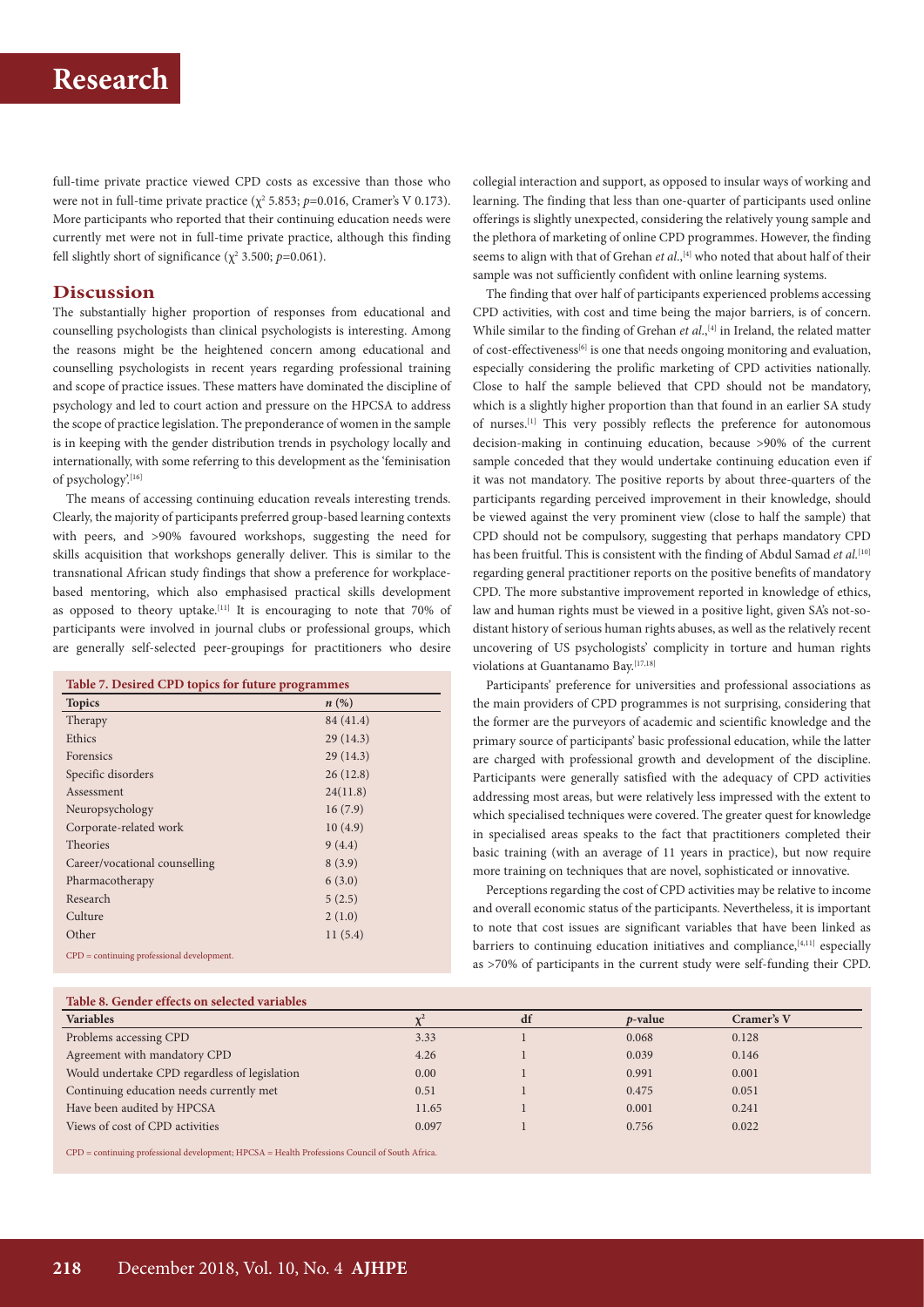full-time private practice viewed CPD costs as excessive than those who were not in full-time private practice ($\chi^2$ 5.853; $p$=0.016, Cramer's V 0.173). More participants who reported that their continuing education needs were currently met were not in full-time private practice, although this finding fell slightly short of significance ($\chi^2$ 3.500; $p$=0.061).

## Discussion

The substantially higher proportion of responses from educational and counselling psychologists than clinical psychologists is interesting. Among the reasons might be the heightened concern among educational and counselling psychologists in recent years regarding professional training and scope of practice issues. These matters have dominated the discipline of psychology and led to court action and pressure on the HPCSA to address the scope of practice legislation. The preponderance of women in the sample is in keeping with the gender distribution trends in psychology locally and internationally, with some referring to this development as the 'feminisation of psychology'.[16]

The means of accessing continuing education reveals interesting trends. Clearly, the majority of participants preferred group-based learning contexts with peers, and >90% favoured workshops, suggesting the need for skills acquisition that workshops generally deliver. This is similar to the transnational African study findings that show a preference for workplace-based mentoring, which also emphasised practical skills development as opposed to theory uptake.[11] It is encouraging to note that 70% of participants were involved in journal clubs or professional groups, which are generally self-selected peer-groupings for practitioners who desire collegial interaction and support, as opposed to insular ways of working and learning. The finding that less than one-quarter of participants used online offerings is slightly unexpected, considering the relatively young sample and the plethora of marketing of online CPD programmes. However, the finding seems to align with that of Grehan *et al.*,[4] who noted that about half of their sample was not sufficiently confident with online learning systems.

**Table 7. Desired CPD topics for future programmes**

| Topics | *n* (%) |
|---|---|
| Therapy | 84 (41.4) |
| Ethics | 29 (14.3) |
| Forensics | 29 (14.3) |
| Specific disorders | 26 (12.8) |
| Assessment | 24(11.8) |
| Neuropsychology | 16 (7.9) |
| Corporate-related work | 10 (4.9) |
| Theories | 9 (4.4) |
| Career/vocational counselling | 8 (3.9) |
| Pharmacotherapy | 6 (3.0) |
| Research | 5 (2.5) |
| Culture | 2 (1.0) |
| Other | 11 (5.4) |

CPD = continuing professional development.

The finding that over half of participants experienced problems accessing CPD activities, with cost and time being the major barriers, is of concern. While similar to the finding of Grehan *et al.*,[4] in Ireland, the related matter of cost-effectiveness[6] is one that needs ongoing monitoring and evaluation, especially considering the prolific marketing of CPD activities nationally. Close to half the sample believed that CPD should not be mandatory, which is a slightly higher proportion than that found in an earlier SA study of nurses.[1] This very possibly reflects the preference for autonomous decision-making in continuing education, because >90% of the current sample conceded that they would undertake continuing education even if it was not mandatory. The positive reports by about three-quarters of the participants regarding perceived improvement in their knowledge, should be viewed against the very prominent view (close to half the sample) that CPD should not be compulsory, suggesting that perhaps mandatory CPD has been fruitful. This is consistent with the finding of Abdul Samad *et al.*[10] regarding general practitioner reports on the positive benefits of mandatory CPD. The more substantive improvement reported in knowledge of ethics, law and human rights must be viewed in a positive light, given SA's not-so-distant history of serious human rights abuses, as well as the relatively recent uncovering of US psychologists' complicity in torture and human rights violations at Guantanamo Bay.[17,18]

Participants' preference for universities and professional associations as the main providers of CPD programmes is not surprising, considering that the former are the purveyors of academic and scientific knowledge and the primary source of participants' basic professional education, while the latter are charged with professional growth and development of the discipline. Participants were generally satisfied with the adequacy of CPD activities addressing most areas, but were relatively less impressed with the extent to which specialised techniques were covered. The greater quest for knowledge in specialised areas speaks to the fact that practitioners completed their basic training (with an average of 11 years in practice), but now require more training on techniques that are novel, sophisticated or innovative.

Perceptions regarding the cost of CPD activities may be relative to income and overall economic status of the participants. Nevertheless, it is important to note that cost issues are significant variables that have been linked as barriers to continuing education initiatives and compliance,[4,11] especially as >70% of participants in the current study were self-funding their CPD.

**Table 8. Gender effects on selected variables**

| Variables | $\chi^2$ | df | *p*-value | Cramer's V |
|---|---|---|---|---|
| Problems accessing CPD | 3.33 | 1 | 0.068 | 0.128 |
| Agreement with mandatory CPD | 4.26 | 1 | 0.039 | 0.146 |
| Would undertake CPD regardless of legislation | 0.00 | 1 | 0.991 | 0.001 |
| Continuing education needs currently met | 0.51 | 1 | 0.475 | 0.051 |
| Have been audited by HPCSA | 11.65 | 1 | 0.001 | 0.241 |
| Views of cost of CPD activities | 0.097 | 1 | 0.756 | 0.022 |

CPD = continuing professional development; HPCSA = Health Professions Council of South Africa.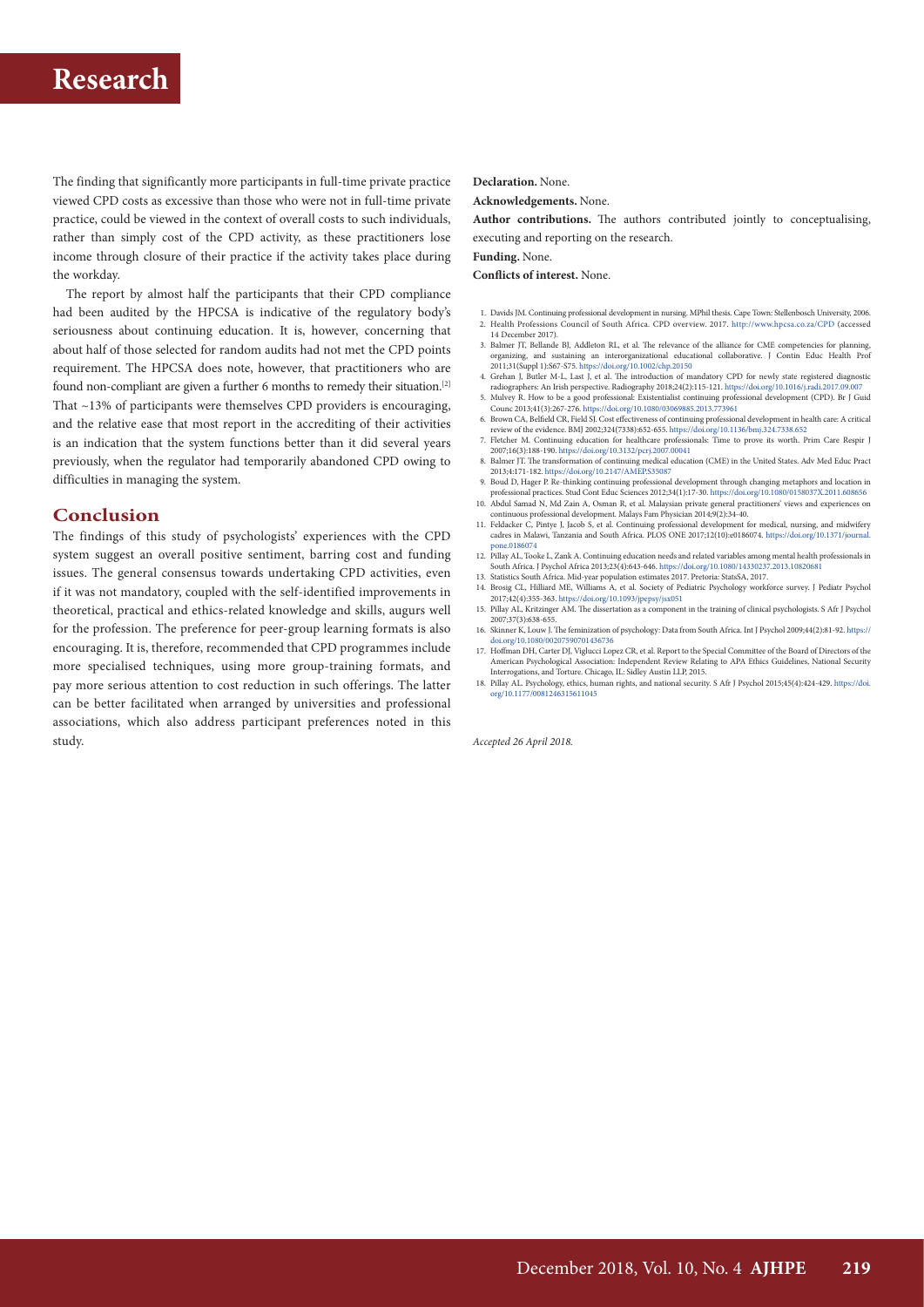The finding that significantly more participants in full-time private practice viewed CPD costs as excessive than those who were not in full-time private practice, could be viewed in the context of overall costs to such individuals, rather than simply cost of the CPD activity, as these practitioners lose income through closure of their practice if the activity takes place during the workday.

The report by almost half the participants that their CPD compliance had been audited by the HPCSA is indicative of the regulatory body's seriousness about continuing education. It is, however, concerning that about half of those selected for random audits had not met the CPD points requirement. The HPCSA does note, however, that practitioners who are found non-compliant are given a further 6 months to remedy their situation.[2] That ~13% of participants were themselves CPD providers is encouraging, and the relative ease that most report in the accrediting of their activities is an indication that the system functions better than it did several years previously, when the regulator had temporarily abandoned CPD owing to difficulties in managing the system.

## Conclusion

The findings of this study of psychologists' experiences with the CPD system suggest an overall positive sentiment, barring cost and funding issues. The general consensus towards undertaking CPD activities, even if it was not mandatory, coupled with the self-identified improvements in theoretical, practical and ethics-related knowledge and skills, augurs well for the profession. The preference for peer-group learning formats is also encouraging. It is, therefore, recommended that CPD programmes include more specialised techniques, using more group-training formats, and pay more serious attention to cost reduction in such offerings. The latter can be better facilitated when arranged by universities and professional associations, which also address participant preferences noted in this study.

**Declaration.** None.

**Acknowledgements.** None.

**Author contributions.** The authors contributed jointly to conceptualising, executing and reporting on the research.

**Funding.** None.

**Conflicts of interest.** None.

1. Davids JM. Continuing professional development in nursing. MPhil thesis. Cape Town: Stellenbosch University, 2006.
2. Health Professions Council of South Africa. CPD overview. 2017. http://www.hpcsa.co.za/CPD (accessed 14 December 2017).
3. Balmer JT, Bellande BJ, Addleton RL, et al. The relevance of the alliance for CME competencies for planning, organizing, and sustaining an interorganizational educational collaborative. J Contin Educ Health Prof 2011;31(Suppl 1):S67-S75. https://doi.org/10.1002/chp.20150
4. Grehan J, Butler M-L, Last J, et al. The introduction of mandatory CPD for newly state registered diagnostic radiographers: An Irish perspective. Radiography 2018;24(2):115-121. https://doi.org/10.1016/j.radi.2017.09.007
5. Mulvey R. How to be a good professional: Existentialist continuing professional development (CPD). Br J Guid Counc 2013;41(3):267-276. https://doi.org/10.1080/03069885.2013.773961
6. Brown CA, Belfield CR, Field SJ. Cost effectiveness of continuing professional development in health care: A critical review of the evidence. BMJ 2002;324(7338):652-655. https://doi.org/10.1136/bmj.324.7338.652
7. Fletcher M. Continuing education for healthcare professionals: Time to prove its worth. Prim Care Respir J 2007;16(3):188-190. https://doi.org/10.3132/pcrj.2007.00041
8. Balmer JT. The transformation of continuing medical education (CME) in the United States. Adv Med Educ Pract 2013;4:171-182. https://doi.org/10.2147/AMEP.S35087
9. Boud D, Hager P. Re-thinking continuing professional development through changing metaphors and location in professional practices. Stud Cont Educ Sciences 2012;34(1):17-30. https://doi.org/10.1080/0158037X.2011.608656
10. Abdul Samad N, Md Zain A, Osman R, et al. Malaysian private general practitioners' views and experiences on continuous professional development. Malays Fam Physician 2014;9(2):34-40.
11. Feldacker C, Pintye J, Jacob S, et al. Continuing professional development for medical, nursing, and midwifery cadres in Malawi, Tanzania and South Africa. PLOS ONE 2017;12(10):e0186074. https://doi.org/10.1371/journal.pone.0186074
12. Pillay AL, Tooke L, Zank A. Continuing education needs and related variables among mental health professionals in South Africa. J Psychol Africa 2013;23(4):643-646. https://doi.org/10.1080/14330237.2013.10820681
13. Statistics South Africa. Mid-year population estimates 2017. Pretoria: StatsSA, 2017.
14. Brosig CL, Hilliard ME, Williams A, et al. Society of Pediatric Psychology workforce survey. J Pediatr Psychol 2017;42(4):355-363. https://doi.org/10.1093/jpepsy/jsx051
15. Pillay AL, Kritzinger AM. The dissertation as a component in the training of clinical psychologists. S Afr J Psychol 2007;37(3):638-655.
16. Skinner K, Louw J. The feminization of psychology: Data from South Africa. Int J Psychol 2009;44(2):81-92. https://doi.org/10.1080/00207590701436736
17. Hoffman DH, Carter DJ, Viglucci Lopez CR, et al. Report to the Special Committee of the Board of Directors of the American Psychological Association: Independent Review Relating to APA Ethics Guidelines, National Security Interrogations, and Torture. Chicago, IL: Sidley Austin LLP, 2015.
18. Pillay AL. Psychology, ethics, human rights, and national security. S Afr J Psychol 2015;45(4):424-429. https://doi.org/10.1177/0081246315611045

*Accepted 26 April 2018.*